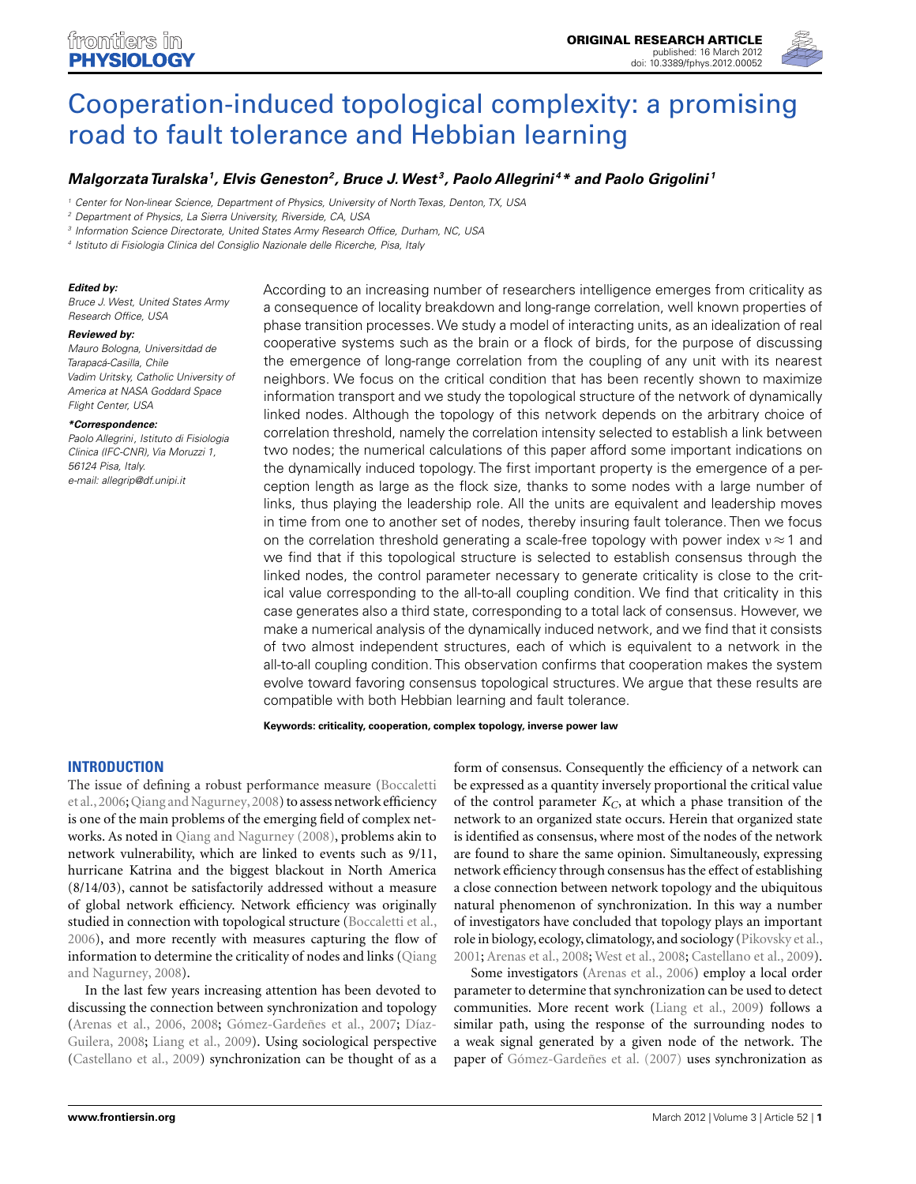# Cooperation-induced topological complexity: a promising road to fault tolerance and Hebbian learning

***Malgorzata Turalska*[1], *Elvis Geneston*[2], *Bruce J. West*[3], *Paolo Allegrini*[4]* and *Paolo Grigolini*[1]**

[1] Center for Non-linear Science, Department of Physics, University of North Texas, Denton, TX, USA
[2] Department of Physics, La Sierra University, Riverside, CA, USA
[3] Information Science Directorate, United States Army Research Office, Durham, NC, USA
[4] Istituto di Fisiologia Clinica del Consiglio Nazionale delle Ricerche, Pisa, Italy

**Edited by:**
*Bruce J. West, United States Army Research Office, USA*

**Reviewed by:**
*Mauro Bologna, Universitdad de Tarapacá-Casilla, Chile*
*Vadim Uritsky, Catholic University of America at NASA Goddard Space Flight Center, USA*

***Correspondence:**
*Paolo Allegrini, Istituto di Fisiologia Clinica (IFC-CNR), Via Moruzzi 1, 56124 Pisa, Italy.*
*e-mail: allegrip@df.unipi.it*

According to an increasing number of researchers intelligence emerges from criticality as a consequence of locality breakdown and long-range correlation, well known properties of phase transition processes. We study a model of interacting units, as an idealization of real cooperative systems such as the brain or a flock of birds, for the purpose of discussing the emergence of long-range correlation from the coupling of any unit with its nearest neighbors. We focus on the critical condition that has been recently shown to maximize information transport and we study the topological structure of the network of dynamically linked nodes. Although the topology of this network depends on the arbitrary choice of correlation threshold, namely the correlation intensity selected to establish a link between two nodes; the numerical calculations of this paper afford some important indications on the dynamically induced topology. The first important property is the emergence of a perception length as large as the flock size, thanks to some nodes with a large number of links, thus playing the leadership role. All the units are equivalent and leadership moves in time from one to another set of nodes, thereby insuring fault tolerance. Then we focus on the correlation threshold generating a scale-free topology with power index $\nu \approx 1$ and we find that if this topological structure is selected to establish consensus through the linked nodes, the control parameter necessary to generate criticality is close to the critical value corresponding to the all-to-all coupling condition. We find that criticality in this case generates also a third state, corresponding to a total lack of consensus. However, we make a numerical analysis of the dynamically induced network, and we find that it consists of two almost independent structures, each of which is equivalent to a network in the all-to-all coupling condition. This observation confirms that cooperation makes the system evolve toward favoring consensus topological structures. We argue that these results are compatible with both Hebbian learning and fault tolerance.

**Keywords: criticality, cooperation, complex topology, inverse power law**

## INTRODUCTION

The issue of defining a robust performance measure (Boccaletti et al., 2006; Qiang and Nagurney, 2008) to assess network efficiency is one of the main problems of the emerging field of complex networks. As noted in Qiang and Nagurney (2008), problems akin to network vulnerability, which are linked to events such as 9/11, hurricane Katrina and the biggest blackout in North America (8/14/03), cannot be satisfactorily addressed without a measure of global network efficiency. Network efficiency was originally studied in connection with topological structure (Boccaletti et al., 2006), and more recently with measures capturing the flow of information to determine the criticality of nodes and links (Qiang and Nagurney, 2008).

In the last few years increasing attention has been devoted to discussing the connection between synchronization and topology (Arenas et al., 2006, 2008; Gómez-Gardeñes et al., 2007; Díaz-Guilera, 2008; Liang et al., 2009). Using sociological perspective (Castellano et al., 2009) synchronization can be thought of as a form of consensus. Consequently the efficiency of a network can be expressed as a quantity inversely proportional the critical value of the control parameter $K_C$, at which a phase transition of the network to an organized state occurs. Herein that organized state is identified as consensus, where most of the nodes of the network are found to share the same opinion. Simultaneously, expressing network efficiency through consensus has the effect of establishing a close connection between network topology and the ubiquitous natural phenomenon of synchronization. In this way a number of investigators have concluded that topology plays an important role in biology, ecology, climatology, and sociology (Pikovsky et al., 2001; Arenas et al., 2008; West et al., 2008; Castellano et al., 2009).

Some investigators (Arenas et al., 2006) employ a local order parameter to determine that synchronization can be used to detect communities. More recent work (Liang et al., 2009) follows a similar path, using the response of the surrounding nodes to a weak signal generated by a given node of the network. The paper of Gómez-Gardeñes et al. (2007) uses synchronization as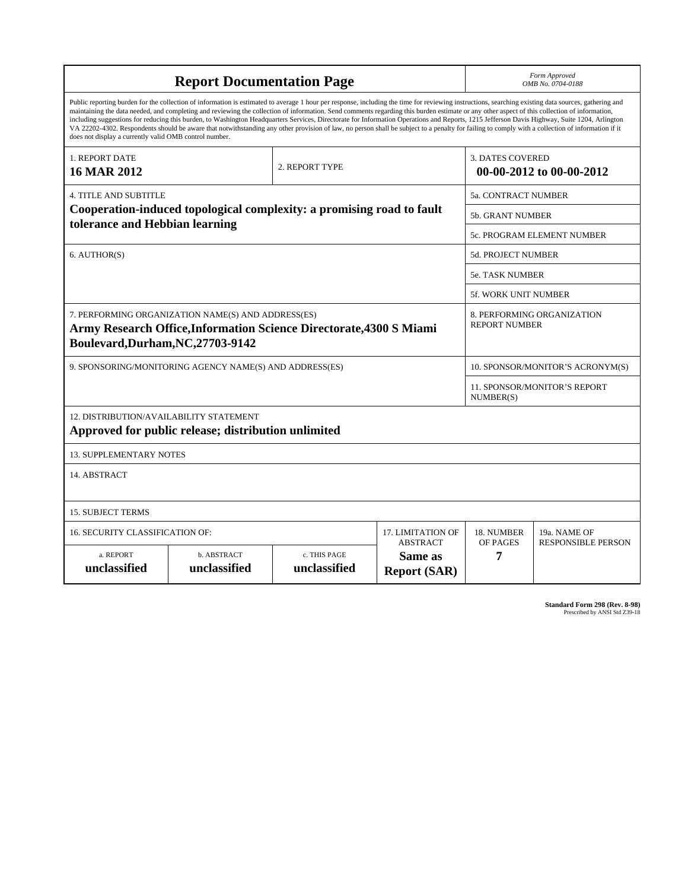# Report Documentation Page

*Form Approved*
*OMB No. 0704-0188*

Public reporting burden for the collection of information is estimated to average 1 hour per response, including the time for reviewing instructions, searching existing data sources, gathering and maintaining the data needed, and completing and reviewing the collection of information. Send comments regarding this burden estimate or any other aspect of this collection of information, including suggestions for reducing this burden, to Washington Headquarters Services, Directorate for Information Operations and Reports, 1215 Jefferson Davis Highway, Suite 1204, Arlington VA 22202-4302. Respondents should be aware that notwithstanding any other provision of law, no person shall be subject to a penalty for failing to comply with a collection of information if it does not display a currently valid OMB control number.

| 1. REPORT DATE | 2. REPORT TYPE | 3. DATES COVERED |
|---|---|---|
| **16 MAR 2012** | | **00-00-2012 to 00-00-2012** |

| 4. TITLE AND SUBTITLE | |
|---|---|
| **Cooperation-induced topological complexity: a promising road to fault tolerance and Hebbian learning** | 5a. CONTRACT NUMBER |
| | 5b. GRANT NUMBER |
| | 5c. PROGRAM ELEMENT NUMBER |
| 6. AUTHOR(S) | 5d. PROJECT NUMBER |
| | 5e. TASK NUMBER |
| | 5f. WORK UNIT NUMBER |
| 7. PERFORMING ORGANIZATION NAME(S) AND ADDRESS(ES) **Army Research Office,Information Science Directorate,4300 S Miami Boulevard,Durham,NC,27703-9142** | 8. PERFORMING ORGANIZATION REPORT NUMBER |
| 9. SPONSORING/MONITORING AGENCY NAME(S) AND ADDRESS(ES) | 10. SPONSOR/MONITOR'S ACRONYM(S) |
| | 11. SPONSOR/MONITOR'S REPORT NUMBER(S) |

12. DISTRIBUTION/AVAILABILITY STATEMENT
**Approved for public release; distribution unlimited**

13. SUPPLEMENTARY NOTES

14. ABSTRACT

15. SUBJECT TERMS

| 16. SECURITY CLASSIFICATION OF: | | | 17. LIMITATION OF ABSTRACT | 18. NUMBER OF PAGES | 19a. NAME OF RESPONSIBLE PERSON |
|---|---|---|---|---|---|
| a. REPORT | b. ABSTRACT | c. THIS PAGE | | | |
| **unclassified** | **unclassified** | **unclassified** | **Same as Report (SAR)** | **7** | |

**Standard Form 298 (Rev. 8-98)**
Prescribed by ANSI Std Z39-18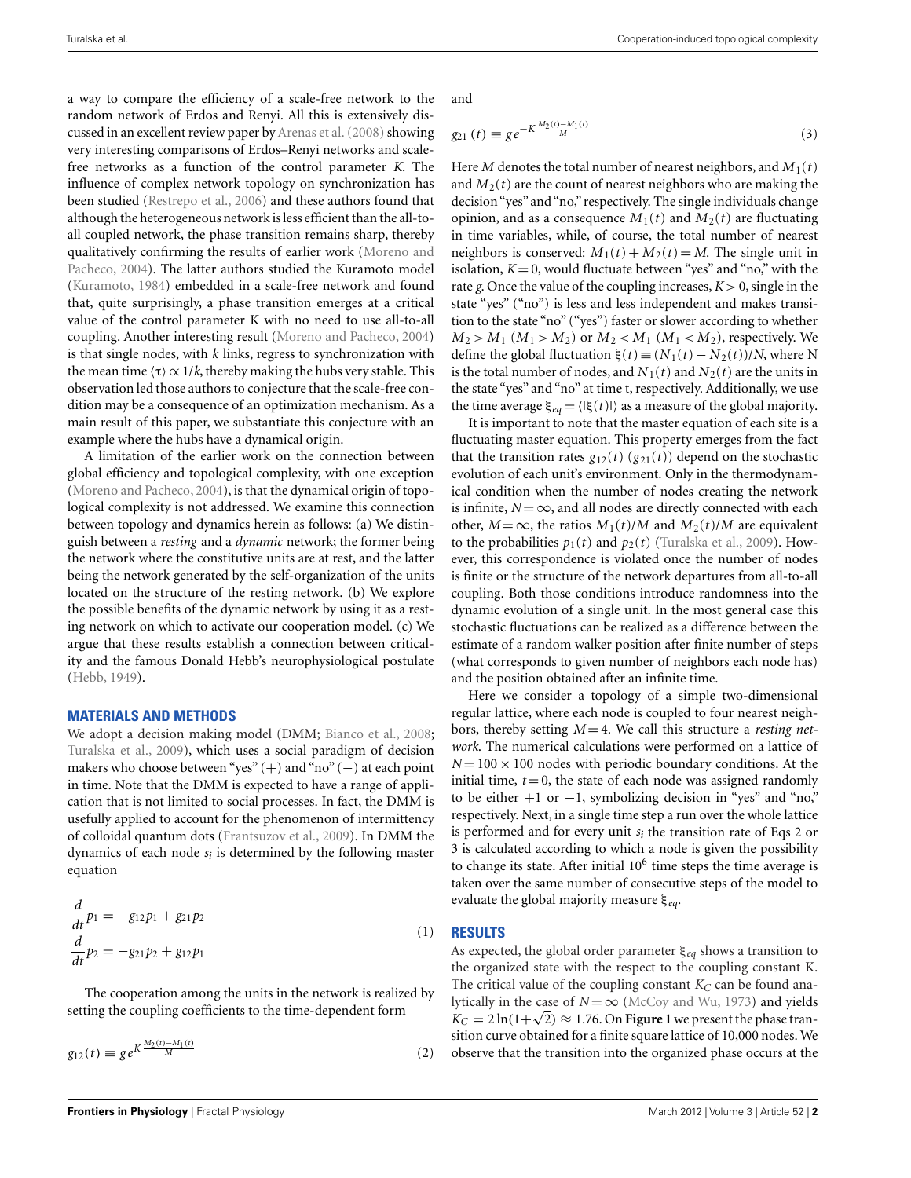a way to compare the efficiency of a scale-free network to the random network of Erdos and Renyi. All this is extensively discussed in an excellent review paper by Arenas et al. (2008) showing very interesting comparisons of Erdos–Renyi networks and scale-free networks as a function of the control parameter $K$. The influence of complex network topology on synchronization has been studied (Restrepo et al., 2006) and these authors found that although the heterogeneous network is less efficient than the all-to-all coupled network, the phase transition remains sharp, thereby qualitatively confirming the results of earlier work (Moreno and Pacheco, 2004). The latter authors studied the Kuramoto model (Kuramoto, 1984) embedded in a scale-free network and found that, quite surprisingly, a phase transition emerges at a critical value of the control parameter K with no need to use all-to-all coupling. Another interesting result (Moreno and Pacheco, 2004) is that single nodes, with $k$ links, regress to synchronization with the mean time $\langle\tau\rangle \propto 1/k$, thereby making the hubs very stable. This observation led those authors to conjecture that the scale-free condition may be a consequence of an optimization mechanism. As a main result of this paper, we substantiate this conjecture with an example where the hubs have a dynamical origin.

A limitation of the earlier work on the connection between global efficiency and topological complexity, with one exception (Moreno and Pacheco, 2004), is that the dynamical origin of topological complexity is not addressed. We examine this connection between topology and dynamics herein as follows: (a) We distinguish between a *resting* and a *dynamic* network; the former being the network where the constitutive units are at rest, and the latter being the network generated by the self-organization of the units located on the structure of the resting network. (b) We explore the possible benefits of the dynamic network by using it as a resting network on which to activate our cooperation model. (c) We argue that these results establish a connection between criticality and the famous Donald Hebb's neurophysiological postulate (Hebb, 1949).

## MATERIALS AND METHODS

We adopt a decision making model (DMM; Bianco et al., 2008; Turalska et al., 2009), which uses a social paradigm of decision makers who choose between "yes" (+) and "no" (−) at each point in time. Note that the DMM is expected to have a range of application that is not limited to social processes. In fact, the DMM is usefully applied to account for the phenomenon of intermittency of colloidal quantum dots (Frantsuzov et al., 2009). In DMM the dynamics of each node $s_i$ is determined by the following master equation

$$
\begin{aligned}
\frac{d}{dt}p_1 &= -g_{12}p_1 + g_{21}p_2 \\
\frac{d}{dt}p_2 &= -g_{21}p_2 + g_{12}p_1
\end{aligned}
\tag{1}
$$

The cooperation among the units in the network is realized by setting the coupling coefficients to the time-dependent form

$$
g_{12}(t) \equiv g e^{K\frac{M_2(t)-M_1(t)}{M}} \tag{2}
$$

and

$$
g_{21}(t) \equiv g e^{-K\frac{M_2(t)-M_1(t)}{M}} \tag{3}
$$

Here $M$ denotes the total number of nearest neighbors, and $M_1(t)$ and $M_2(t)$ are the count of nearest neighbors who are making the decision "yes" and "no," respectively. The single individuals change opinion, and as a consequence $M_1(t)$ and $M_2(t)$ are fluctuating in time variables, while, of course, the total number of nearest neighbors is conserved: $M_1(t) + M_2(t) = M$. The single unit in isolation, $K = 0$, would fluctuate between "yes" and "no," with the rate $g$. Once the value of the coupling increases, $K > 0$, single in the state "yes" ("no") is less and less independent and makes transition to the state "no" ("yes") faster or slower according to whether $M_2 > M_1$ ($M_1 > M_2$) or $M_2 < M_1$ ($M_1 < M_2$), respectively. We define the global fluctuation $\xi(t) \equiv (N_1(t) - N_2(t))/N$, where N is the total number of nodes, and $N_1(t)$ and $N_2(t)$ are the units in the state "yes" and "no" at time t, respectively. Additionally, we use the time average $\xi_{eq} = \langle|\xi(t)|\rangle$ as a measure of the global majority.

It is important to note that the master equation of each site is a fluctuating master equation. This property emerges from the fact that the transition rates $g_{12}(t)$ ($g_{21}(t)$) depend on the stochastic evolution of each unit's environment. Only in the thermodynamical condition when the number of nodes creating the network is infinite, $N = \infty$, and all nodes are directly connected with each other, $M = \infty$, the ratios $M_1(t)/M$ and $M_2(t)/M$ are equivalent to the probabilities $p_1(t)$ and $p_2(t)$ (Turalska et al., 2009). However, this correspondence is violated once the number of nodes is finite or the structure of the network departures from all-to-all coupling. Both those conditions introduce randomness into the dynamic evolution of a single unit. In the most general case this stochastic fluctuations can be realized as a difference between the estimate of a random walker position after finite number of steps (what corresponds to given number of neighbors each node has) and the position obtained after an infinite time.

Here we consider a topology of a simple two-dimensional regular lattice, where each node is coupled to four nearest neighbors, thereby setting $M = 4$. We call this structure a *resting network*. The numerical calculations were performed on a lattice of $N = 100 \times 100$ nodes with periodic boundary conditions. At the initial time, $t = 0$, the state of each node was assigned randomly to be either $+1$ or $-1$, symbolizing decision in "yes" and "no," respectively. Next, in a single time step a run over the whole lattice is performed and for every unit $s_i$ the transition rate of Eqs 2 or 3 is calculated according to which a node is given the possibility to change its state. After initial $10^6$ time steps the time average is taken over the same number of consecutive steps of the model to evaluate the global majority measure $\xi_{eq}$.

## RESULTS

As expected, the global order parameter $\xi_{eq}$ shows a transition to the organized state with the respect to the coupling constant K. The critical value of the coupling constant $K_C$ can be found analytically in the case of $N = \infty$ (McCoy and Wu, 1973) and yields $K_C = 2\ln(1+\sqrt{2}) \approx 1.76$. On **Figure 1** we present the phase transition curve obtained for a finite square lattice of 10,000 nodes. We observe that the transition into the organized phase occurs at the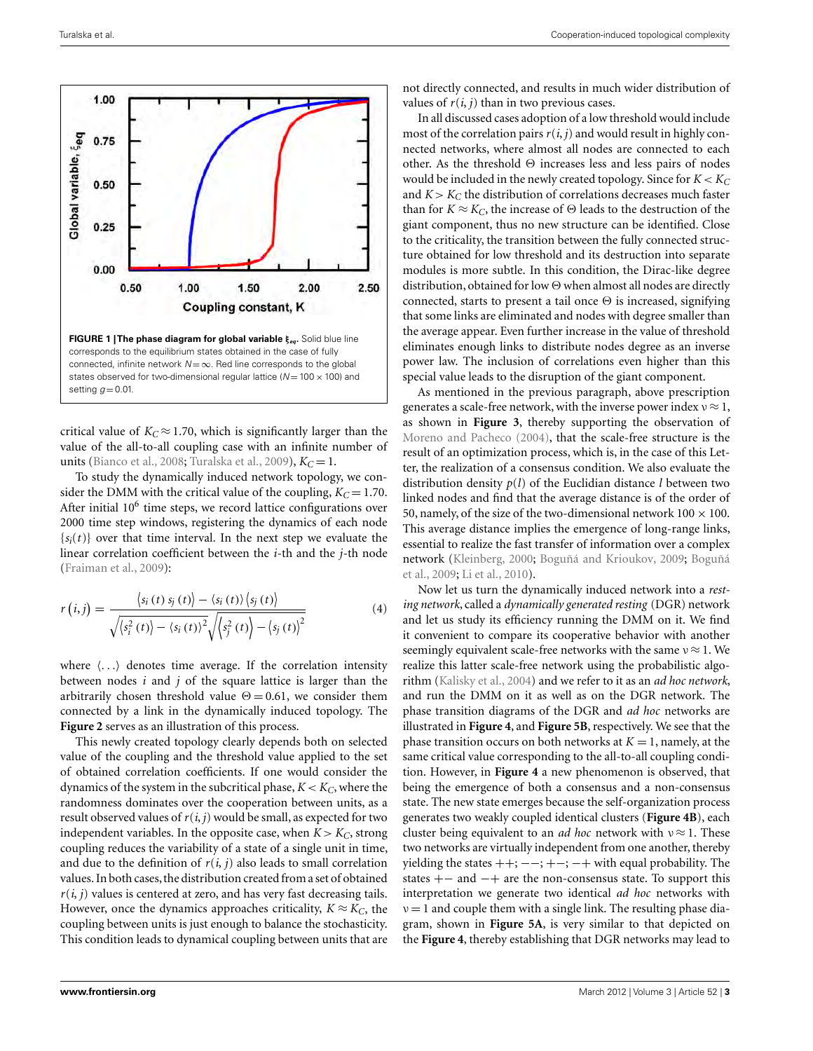**FIGURE 1 | The phase diagram for global variable $\xi_{eq}$.** Solid blue line corresponds to the equilibrium states obtained in the case of fully connected, infinite network $N = \infty$. Red line corresponds to the global states observed for two-dimensional regular lattice ($N = 100 \times 100$) and setting $g = 0.01$.

critical value of $K_C \approx 1.70$, which is significantly larger than the value of the all-to-all coupling case with an infinite number of units (Bianco et al., 2008; Turalska et al., 2009), $K_C = 1$.

To study the dynamically induced network topology, we consider the DMM with the critical value of the coupling, $K_C = 1.70$. After initial $10^6$ time steps, we record lattice configurations over 2000 time step windows, registering the dynamics of each node $\{s_i(t)\}$ over that time interval. In the next step we evaluate the linear correlation coefficient between the $i$-th and the $j$-th node (Fraiman et al., 2009):

$$r(i,j) = \frac{\langle s_i(t)\, s_j(t)\rangle - \langle s_i(t)\rangle \langle s_j(t)\rangle}{\sqrt{\langle s_i^2(t)\rangle - \langle s_i(t)\rangle^2}\sqrt{\langle s_j^2(t)\rangle - \langle s_j(t)\rangle^2}} \tag{4}$$

where $\langle \ldots \rangle$ denotes time average. If the correlation intensity between nodes $i$ and $j$ of the square lattice is larger than the arbitrarily chosen threshold value $\Theta = 0.61$, we consider them connected by a link in the dynamically induced topology. The **Figure 2** serves as an illustration of this process.

This newly created topology clearly depends both on selected value of the coupling and the threshold value applied to the set of obtained correlation coefficients. If one would consider the dynamics of the system in the subcritical phase, $K < K_C$, where the randomness dominates over the cooperation between units, as a result observed values of $r(i, j)$ would be small, as expected for two independent variables. In the opposite case, when $K > K_C$, strong coupling reduces the variability of a state of a single unit in time, and due to the definition of $r(i, j)$ also leads to small correlation values. In both cases, the distribution created from a set of obtained $r(i, j)$ values is centered at zero, and has very fast decreasing tails. However, once the dynamics approaches criticality, $K \approx K_C$, the coupling between units is just enough to balance the stochasticity. This condition leads to dynamical coupling between units that are not directly connected, and results in much wider distribution of values of $r(i, j)$ than in two previous cases.

In all discussed cases adoption of a low threshold would include most of the correlation pairs $r(i, j)$ and would result in highly connected networks, where almost all nodes are connected to each other. As the threshold $\Theta$ increases less and less pairs of nodes would be included in the newly created topology. Since for $K < K_C$ and $K > K_C$ the distribution of correlations decreases much faster than for $K \approx K_C$, the increase of $\Theta$ leads to the destruction of the giant component, thus no new structure can be identified. Close to the criticality, the transition between the fully connected structure obtained for low threshold and its destruction into separate modules is more subtle. In this condition, the Dirac-like degree distribution, obtained for low $\Theta$ when almost all nodes are directly connected, starts to present a tail once $\Theta$ is increased, signifying that some links are eliminated and nodes with degree smaller than the average appear. Even further increase in the value of threshold eliminates enough links to distribute nodes degree as an inverse power law. The inclusion of correlations even higher than this special value leads to the disruption of the giant component.

As mentioned in the previous paragraph, above prescription generates a scale-free network, with the inverse power index $\nu \approx 1$, as shown in **Figure 3**, thereby supporting the observation of Moreno and Pacheco (2004), that the scale-free structure is the result of an optimization process, which is, in the case of this Letter, the realization of a consensus condition. We also evaluate the distribution density $p(l)$ of the Euclidian distance $l$ between two linked nodes and find that the average distance is of the order of 50, namely, of the size of the two-dimensional network $100 \times 100$. This average distance implies the emergence of long-range links, essential to realize the fast transfer of information over a complex network (Kleinberg, 2000; Boguñá and Krioukov, 2009; Boguñá et al., 2009; Li et al., 2010).

Now let us turn the dynamically induced network into a *resting network*, called a *dynamically generated resting* (DGR) network and let us study its efficiency running the DMM on it. We find it convenient to compare its cooperative behavior with another seemingly equivalent scale-free networks with the same $\nu \approx 1$. We realize this latter scale-free network using the probabilistic algorithm (Kalisky et al., 2004) and we refer to it as an *ad hoc network*, and run the DMM on it as well as on the DGR network. The phase transition diagrams of the DGR and *ad hoc* networks are illustrated in **Figure 4**, and **Figure 5B**, respectively. We see that the phase transition occurs on both networks at $K = 1$, namely, at the same critical value corresponding to the all-to-all coupling condition. However, in **Figure 4** a new phenomenon is observed, that being the emergence of both a consensus and a non-consensus state. The new state emerges because the self-organization process generates two weakly coupled identical clusters (**Figure 4B**), each cluster being equivalent to an *ad hoc* network with $\nu \approx 1$. These two networks are virtually independent from one another, thereby yielding the states $++$; $--$; $+-$; $-+$ with equal probability. The states $+-$ and $-+$ are the non-consensus state. To support this interpretation we generate two identical *ad hoc* networks with $\nu = 1$ and couple them with a single link. The resulting phase diagram, shown in **Figure 5A**, is very similar to that depicted on the **Figure 4**, thereby establishing that DGR networks may lead to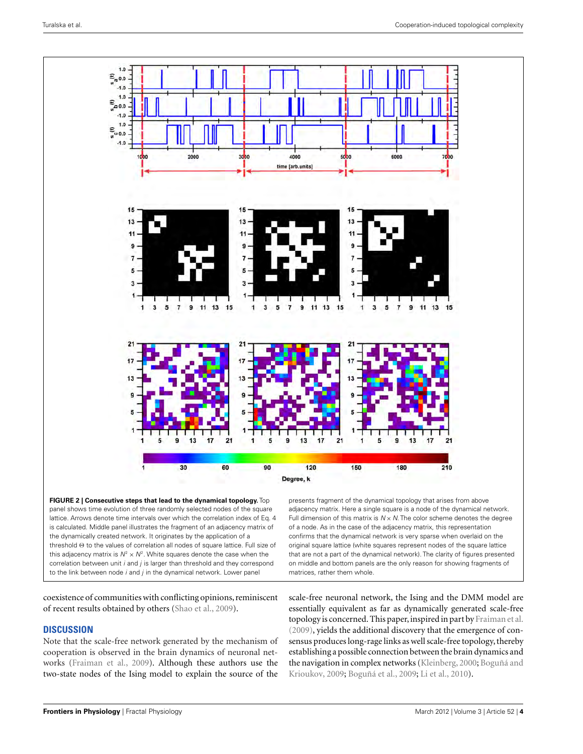FIGURE 2 | **Consecutive steps that lead to the dynamical topology.** Top panel shows time evolution of three randomly selected nodes of the square lattice. Arrows denote time intervals over which the correlation index of Eq. 4 is calculated. Middle panel illustrates the fragment of an adjacency matrix of the dynamically created network. It originates by the application of a threshold Θ to the values of correlation all nodes of square lattice. Full size of this adjacency matrix is $N^2 \times N^2$. White squares denote the case when the correlation between unit $i$ and $j$ is larger than threshold and they correspond to the link between node $i$ and $j$ in the dynamical network. Lower panel presents fragment of the dynamical topology that arises from above adjacency matrix. Here a single square is a node of the dynamical network. Full dimension of this matrix is $N \times N$. The color scheme denotes the degree of a node. As in the case of the adjacency matrix, this representation confirms that the dynamical network is very sparse when overlaid on the original square lattice (white squares represent nodes of the square lattice that are not a part of the dynamical network). The clarity of figures presented on middle and bottom panels are the only reason for showing fragments of matrices, rather them whole.

coexistence of communities with conflicting opinions, reminiscent of recent results obtained by others (Shao et al., 2009).

## DISCUSSION

Note that the scale-free network generated by the mechanism of cooperation is observed in the brain dynamics of neuronal networks (Fraiman et al., 2009). Although these authors use the two-state nodes of the Ising model to explain the source of the scale-free neuronal network, the Ising and the DMM model are essentially equivalent as far as dynamically generated scale-free topology is concerned. This paper, inspired in part by Fraiman et al. (2009), yields the additional discovery that the emergence of consensus produces long-rage links as well scale-free topology, thereby establishing a possible connection between the brain dynamics and the navigation in complex networks (Kleinberg, 2000; Boguñá and Krioukov, 2009; Boguñá et al., 2009; Li et al., 2010).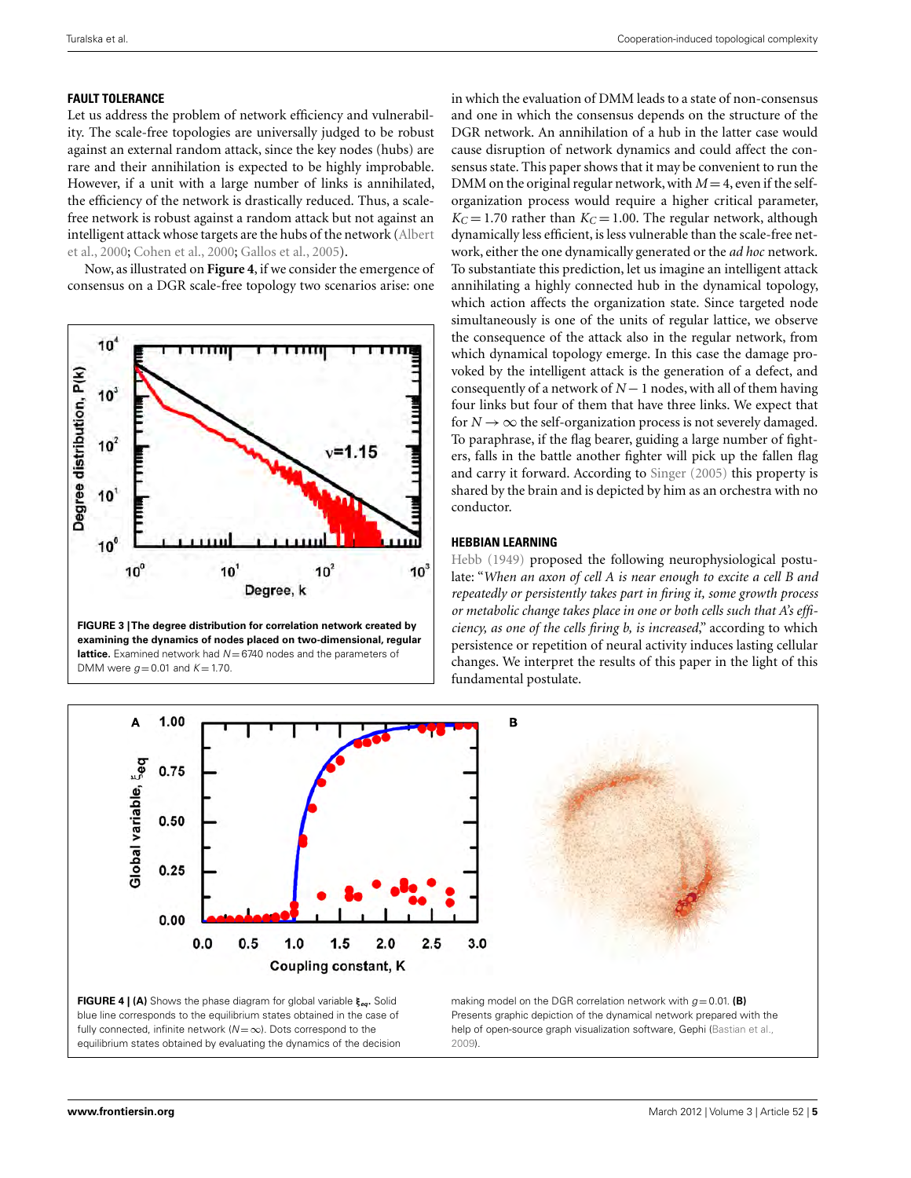## FAULT TOLERANCE

Let us address the problem of network efficiency and vulnerability. The scale-free topologies are universally judged to be robust against an external random attack, since the key nodes (hubs) are rare and their annihilation is expected to be highly improbable. However, if a unit with a large number of links is annihilated, the efficiency of the network is drastically reduced. Thus, a scale-free network is robust against a random attack but not against an intelligent attack whose targets are the hubs of the network (Albert et al., 2000; Cohen et al., 2000; Gallos et al., 2005).

Now, as illustrated on **Figure 4**, if we consider the emergence of consensus on a DGR scale-free topology two scenarios arise: one in which the evaluation of DMM leads to a state of non-consensus and one in which the consensus depends on the structure of the DGR network. An annihilation of a hub in the latter case would cause disruption of network dynamics and could affect the consensus state. This paper shows that it may be convenient to run the DMM on the original regular network, with $M = 4$, even if the self-organization process would require a higher critical parameter, $K_C = 1.70$ rather than $K_C = 1.00$. The regular network, although dynamically less efficient, is less vulnerable than the scale-free network, either the one dynamically generated or the *ad hoc* network. To substantiate this prediction, let us imagine an intelligent attack annihilating a highly connected hub in the dynamical topology, which action affects the organization state. Since targeted node simultaneously is one of the units of regular lattice, we observe the consequence of the attack also in the regular network, from which dynamical topology emerge. In this case the damage provoked by the intelligent attack is the generation of a defect, and consequently of a network of $N - 1$ nodes, with all of them having four links but four of them that have three links. We expect that for $N \rightarrow \infty$ the self-organization process is not severely damaged. To paraphrase, if the flag bearer, guiding a large number of fighters, falls in the battle another fighter will pick up the fallen flag and carry it forward. According to Singer (2005) this property is shared by the brain and is depicted by him as an orchestra with no conductor.

**FIGURE 3 | The degree distribution for correlation network created by examining the dynamics of nodes placed on two-dimensional, regular lattice.** Examined network had $N = 6740$ nodes and the parameters of DMM were $g = 0.01$ and $K = 1.70$.

## HEBBIAN LEARNING

Hebb (1949) proposed the following neurophysiological postulate: "*When an axon of cell A is near enough to excite a cell B and repeatedly or persistently takes part in firing it, some growth process or metabolic change takes place in one or both cells such that A's efficiency, as one of the cells firing b, is increased*," according to which persistence or repetition of neural activity induces lasting cellular changes. We interpret the results of this paper in the light of this fundamental postulate.

**FIGURE 4 | (A)** Shows the phase diagram for global variable $\xi_{eq}$. Solid blue line corresponds to the equilibrium states obtained in the case of fully connected, infinite network ($N = \infty$). Dots correspond to the equilibrium states obtained by evaluating the dynamics of the decision making model on the DGR correlation network with $g = 0.01$. **(B)** Presents graphic depiction of the dynamical network prepared with the help of open-source graph visualization software, Gephi (Bastian et al., 2009).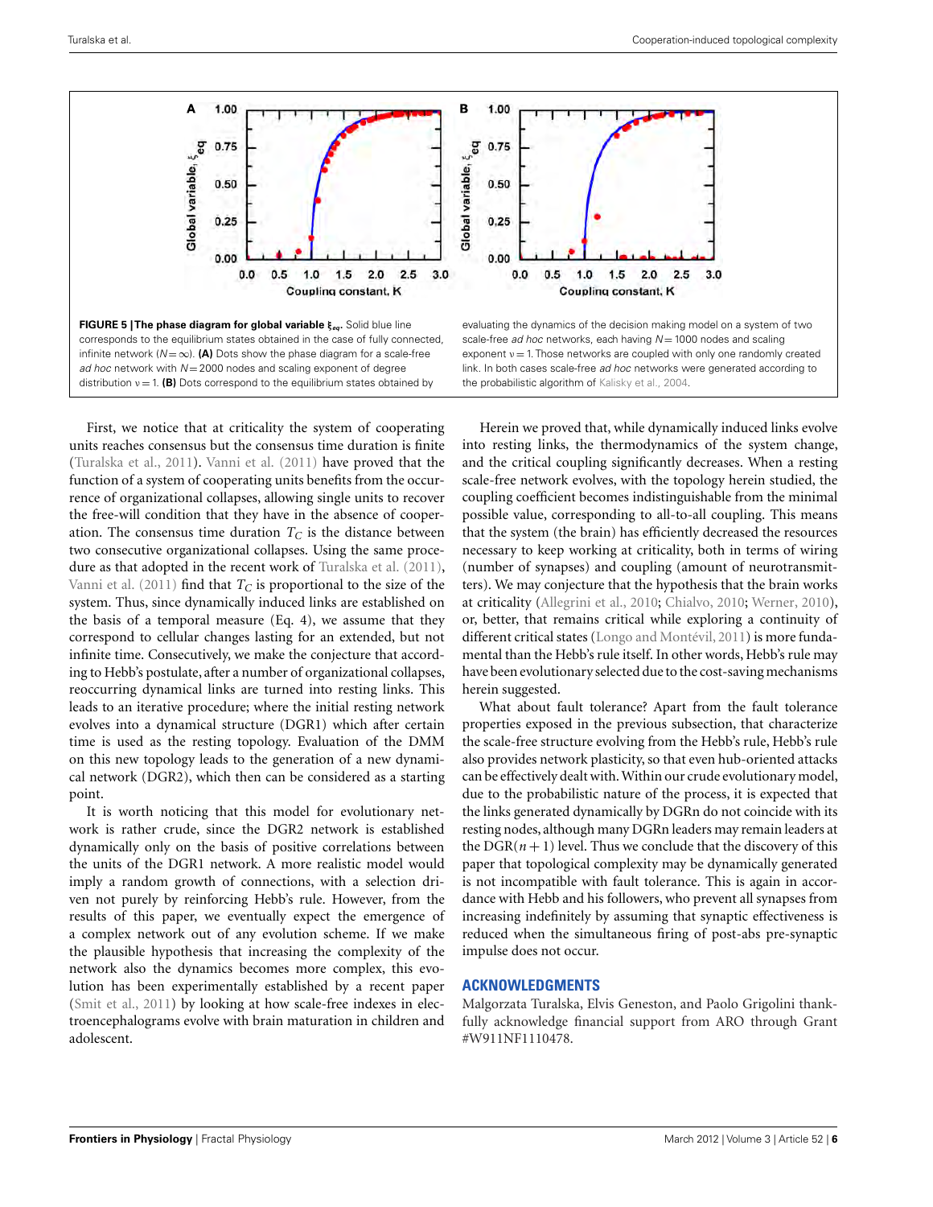**FIGURE 5 | The phase diagram for global variable $\xi_{eq}$.** Solid blue line corresponds to the equilibrium states obtained in the case of fully connected, infinite network ($N = \infty$). **(A)** Dots show the phase diagram for a scale-free *ad hoc* network with $N = 2000$ nodes and scaling exponent of degree distribution $\nu = 1$. **(B)** Dots correspond to the equilibrium states obtained by evaluating the dynamics of the decision making model on a system of two scale-free *ad hoc* networks, each having $N = 1000$ nodes and scaling exponent $\nu = 1$. Those networks are coupled with only one randomly created link. In both cases scale-free *ad hoc* networks were generated according to the probabilistic algorithm of Kalisky et al., 2004.

First, we notice that at criticality the system of cooperating units reaches consensus but the consensus time duration is finite (Turalska et al., 2011). Vanni et al. (2011) have proved that the function of a system of cooperating units benefits from the occurrence of organizational collapses, allowing single units to recover the free-will condition that they have in the absence of cooperation. The consensus time duration $T_C$ is the distance between two consecutive organizational collapses. Using the same procedure as that adopted in the recent work of Turalska et al. (2011), Vanni et al. (2011) find that $T_C$ is proportional to the size of the system. Thus, since dynamically induced links are established on the basis of a temporal measure (Eq. 4), we assume that they correspond to cellular changes lasting for an extended, but not infinite time. Consecutively, we make the conjecture that according to Hebb's postulate, after a number of organizational collapses, reoccurring dynamical links are turned into resting links. This leads to an iterative procedure; where the initial resting network evolves into a dynamical structure (DGR1) which after certain time is used as the resting topology. Evaluation of the DMM on this new topology leads to the generation of a new dynamical network (DGR2), which then can be considered as a starting point.

It is worth noticing that this model for evolutionary network is rather crude, since the DGR2 network is established dynamically only on the basis of positive correlations between the units of the DGR1 network. A more realistic model would imply a random growth of connections, with a selection driven not purely by reinforcing Hebb's rule. However, from the results of this paper, we eventually expect the emergence of a complex network out of any evolution scheme. If we make the plausible hypothesis that increasing the complexity of the network also the dynamics becomes more complex, this evolution has been experimentally established by a recent paper (Smit et al., 2011) by looking at how scale-free indexes in electroencephalograms evolve with brain maturation in children and adolescent.

Herein we proved that, while dynamically induced links evolve into resting links, the thermodynamics of the system change, and the critical coupling significantly decreases. When a resting scale-free network evolves, with the topology herein studied, the coupling coefficient becomes indistinguishable from the minimal possible value, corresponding to all-to-all coupling. This means that the system (the brain) has efficiently decreased the resources necessary to keep working at criticality, both in terms of wiring (number of synapses) and coupling (amount of neurotransmitters). We may conjecture that the hypothesis that the brain works at criticality (Allegrini et al., 2010; Chialvo, 2010; Werner, 2010), or, better, that remains critical while exploring a continuity of different critical states (Longo and Montévil, 2011) is more fundamental than the Hebb's rule itself. In other words, Hebb's rule may have been evolutionary selected due to the cost-saving mechanisms herein suggested.

What about fault tolerance? Apart from the fault tolerance properties exposed in the previous subsection, that characterize the scale-free structure evolving from the Hebb's rule, Hebb's rule also provides network plasticity, so that even hub-oriented attacks can be effectively dealt with. Within our crude evolutionary model, due to the probabilistic nature of the process, it is expected that the links generated dynamically by DGRn do not coincide with its resting nodes, although many DGRn leaders may remain leaders at the DGR$(n+1)$ level. Thus we conclude that the discovery of this paper that topological complexity may be dynamically generated is not incompatible with fault tolerance. This is again in accordance with Hebb and his followers, who prevent all synapses from increasing indefinitely by assuming that synaptic effectiveness is reduced when the simultaneous firing of post-abs pre-synaptic impulse does not occur.

## ACKNOWLEDGMENTS

Malgorzata Turalska, Elvis Geneston, and Paolo Grigolini thankfully acknowledge financial support from ARO through Grant #W911NF1110478.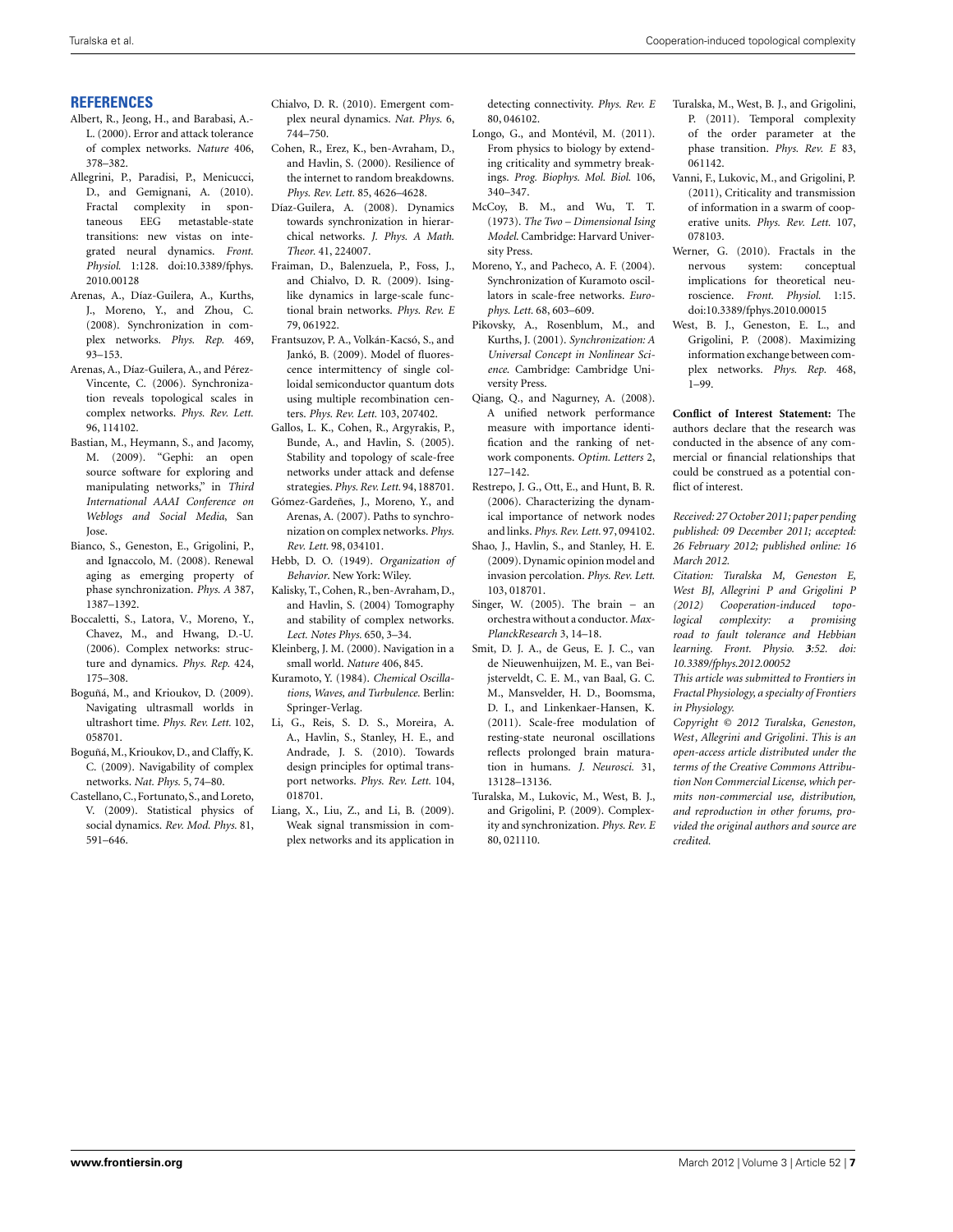## REFERENCES

Albert, R., Jeong, H., and Barabasi, A.-L. (2000). Error and attack tolerance of complex networks. *Nature* 406, 378–382.

Allegrini, P., Paradisi, P., Menicucci, D., and Gemignani, A. (2010). Fractal complexity in spontaneous EEG metastable-state transitions: new vistas on integrated neural dynamics. *Front. Physiol.* 1:128. doi:10.3389/fphys.2010.00128

Arenas, A., Díaz-Guilera, A., Kurths, J., Moreno, Y., and Zhou, C. (2008). Synchronization in complex networks. *Phys. Rep.* 469, 93–153.

Arenas, A., Díaz-Guilera, A., and Pérez-Vincente, C. (2006). Synchronization reveals topological scales in complex networks. *Phys. Rev. Lett.* 96, 114102.

Bastian, M., Heymann, S., and Jacomy, M. (2009). "Gephi: an open source software for exploring and manipulating networks," in *Third International AAAI Conference on Weblogs and Social Media*, San Jose.

Bianco, S., Geneston, E., Grigolini, P., and Ignaccolo, M. (2008). Renewal aging as emerging property of phase synchronization. *Phys. A* 387, 1387–1392.

Boccaletti, S., Latora, V., Moreno, Y., Chavez, M., and Hwang, D.-U. (2006). Complex networks: structure and dynamics. *Phys. Rep.* 424, 175–308.

Boguñá, M., and Krioukov, D. (2009). Navigating ultrasmall worlds in ultrashort time. *Phys. Rev. Lett.* 102, 058701.

Boguñá, M., Krioukov, D., and Claffy, K. C. (2009). Navigability of complex networks. *Nat. Phys.* 5, 74–80.

Castellano, C., Fortunato, S., and Loreto, V. (2009). Statistical physics of social dynamics. *Rev. Mod. Phys.* 81, 591–646.

Chialvo, D. R. (2010). Emergent complex neural dynamics. *Nat. Phys.* 6, 744–750.

Cohen, R., Erez, K., ben-Avraham, D., and Havlin, S. (2000). Resilience of the internet to random breakdowns. *Phys. Rev. Lett.* 85, 4626–4628.

Díaz-Guilera, A. (2008). Dynamics towards synchronization in hierarchical networks. *J. Phys. A Math. Theor.* 41, 224007.

Fraiman, D., Balenzuela, P., Foss, J., and Chialvo, D. R. (2009). Ising-like dynamics in large-scale functional brain networks. *Phys. Rev. E* 79, 061922.

Frantsuzov, P. A., Volkán-Kacsó, S., and Jankó, B. (2009). Model of fluorescence intermittency of single colloidal semiconductor quantum dots using multiple recombination centers. *Phys. Rev. Lett.* 103, 207402.

Gallos, L. K., Cohen, R., Argyrakis, P., Bunde, A., and Havlin, S. (2005). Stability and topology of scale-free networks under attack and defense strategies. *Phys. Rev. Lett.* 94, 188701.

Gómez-Gardeñes, J., Moreno, Y., and Arenas, A. (2007). Paths to synchronization on complex networks. *Phys. Rev. Lett.* 98, 034101.

Hebb, D. O. (1949). *Organization of Behavior*. New York: Wiley.

Kalisky, T., Cohen, R., ben-Avraham, D., and Havlin, S. (2004) Tomography and stability of complex networks. *Lect. Notes Phys.* 650, 3–34.

Kleinberg, J. M. (2000). Navigation in a small world. *Nature* 406, 845.

Kuramoto, Y. (1984). *Chemical Oscillations, Waves, and Turbulence.* Berlin: Springer-Verlag.

Li, G., Reis, S. D. S., Moreira, A. A., Havlin, S., Stanley, H. E., and Andrade, J. S. (2010). Towards design principles for optimal transport networks. *Phys. Rev. Lett.* 104, 018701.

Liang, X., Liu, Z., and Li, B. (2009). Weak signal transmission in complex networks and its application in detecting connectivity. *Phys. Rev. E* 80, 046102.

Longo, G., and Montévil, M. (2011). From physics to biology by extending criticality and symmetry breakings. *Prog. Biophys. Mol. Biol.* 106, 340–347.

McCoy, B. M., and Wu, T. T. (1973). *The Two – Dimensional Ising Model.* Cambridge: Harvard University Press.

Moreno, Y., and Pacheco, A. F. (2004). Synchronization of Kuramoto oscillators in scale-free networks. *Europhys. Lett.* 68, 603–609.

Pikovsky, A., Rosenblum, M., and Kurths, J. (2001). *Synchronization: A Universal Concept in Nonlinear Science.* Cambridge: Cambridge University Press.

Qiang, Q., and Nagurney, A. (2008). A unified network performance measure with importance identification and the ranking of network components. *Optim. Letters* 2, 127–142.

Restrepo, J. G., Ott, E., and Hunt, B. R. (2006). Characterizing the dynamical importance of network nodes and links. *Phys. Rev. Lett.* 97, 094102.

Shao, J., Havlin, S., and Stanley, H. E. (2009). Dynamic opinion model and invasion percolation. *Phys. Rev. Lett.* 103, 018701.

Singer, W. (2005). The brain – an orchestra without a conductor. *Max-PlanckResearch* 3, 14–18.

Smit, D. J. A., de Geus, E. J. C., van de Nieuwenhuijzen, M. E., van Beijsterveldt, C. E. M., van Baal, G. C. M., Mansvelder, H. D., Boomsma, D. I., and Linkenkaer-Hansen, K. (2011). Scale-free modulation of resting-state neuronal oscillations reflects prolonged brain maturation in humans. *J. Neurosci.* 31, 13128–13136.

Turalska, M., Lukovic, M., West, B. J., and Grigolini, P. (2009). Complexity and synchronization. *Phys. Rev. E* 80, 021110.

Turalska, M., West, B. J., and Grigolini, P. (2011). Temporal complexity of the order parameter at the phase transition. *Phys. Rev. E* 83, 061142.

Vanni, F., Lukovic, M., and Grigolini, P. (2011), Criticality and transmission of information in a swarm of cooperative units. *Phys. Rev. Lett.* 107, 078103.

Werner, G. (2010). Fractals in the nervous system: conceptual implications for theoretical neuroscience. *Front. Physiol.* 1:15. doi:10.3389/fphys.2010.00015

West, B. J., Geneston, E. L., and Grigolini, P. (2008). Maximizing information exchange between complex networks. *Phys. Rep.* 468, 1–99.

**Conflict of Interest Statement:** The authors declare that the research was conducted in the absence of any commercial or financial relationships that could be construed as a potential conflict of interest.

*Received: 27 October 2011; paper pending published: 09 December 2011; accepted: 26 February 2012; published online: 16 March 2012.*

*Citation: Turalska M, Geneston E, West BJ, Allegrini P and Grigolini P (2012) Cooperation-induced topological complexity: a promising road to fault tolerance and Hebbian learning. Front. Physio. **3**:52. doi: 10.3389/fphys.2012.00052*

*This article was submitted to Frontiers in Fractal Physiology, a specialty of Frontiers in Physiology.*

*Copyright © 2012 Turalska, Geneston, West, Allegrini and Grigolini. This is an open-access article distributed under the terms of the Creative Commons Attribution Non Commercial License, which permits non-commercial use, distribution, and reproduction in other forums, provided the original authors and source are credited.*